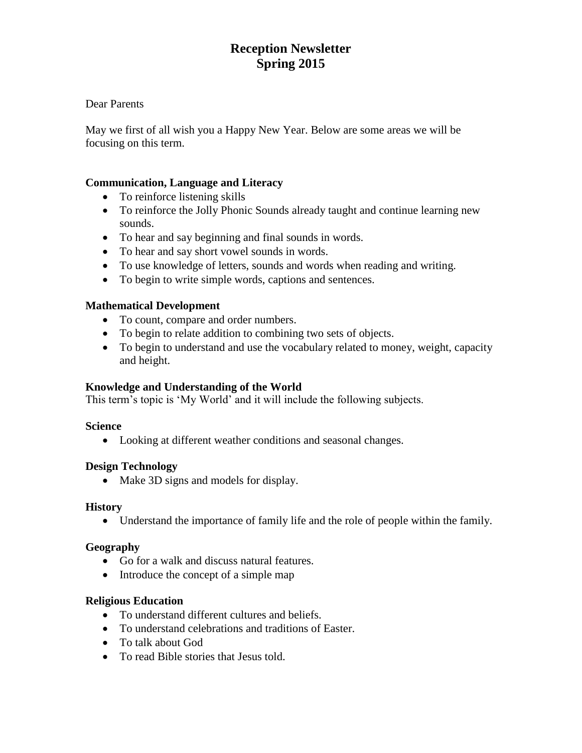# Reception Newsletter
# Spring 2015

Dear Parents

May we first of all wish you a Happy New Year. Below are some areas we will be focusing on this term.

**Communication, Language and Literacy**

- To reinforce listening skills
- To reinforce the Jolly Phonic Sounds already taught and continue learning new sounds.
- To hear and say beginning and final sounds in words.
- To hear and say short vowel sounds in words.
- To use knowledge of letters, sounds and words when reading and writing.
- To begin to write simple words, captions and sentences.

**Mathematical Development**

- To count, compare and order numbers.
- To begin to relate addition to combining two sets of objects.
- To begin to understand and use the vocabulary related to money, weight, capacity and height.

**Knowledge and Understanding of the World**

This term's topic is 'My World' and it will include the following subjects.

**Science**

- Looking at different weather conditions and seasonal changes.

**Design Technology**

- Make 3D signs and models for display.

**History**

- Understand the importance of family life and the role of people within the family.

**Geography**

- Go for a walk and discuss natural features.
- Introduce the concept of a simple map

**Religious Education**

- To understand different cultures and beliefs.
- To understand celebrations and traditions of Easter.
- To talk about God
- To read Bible stories that Jesus told.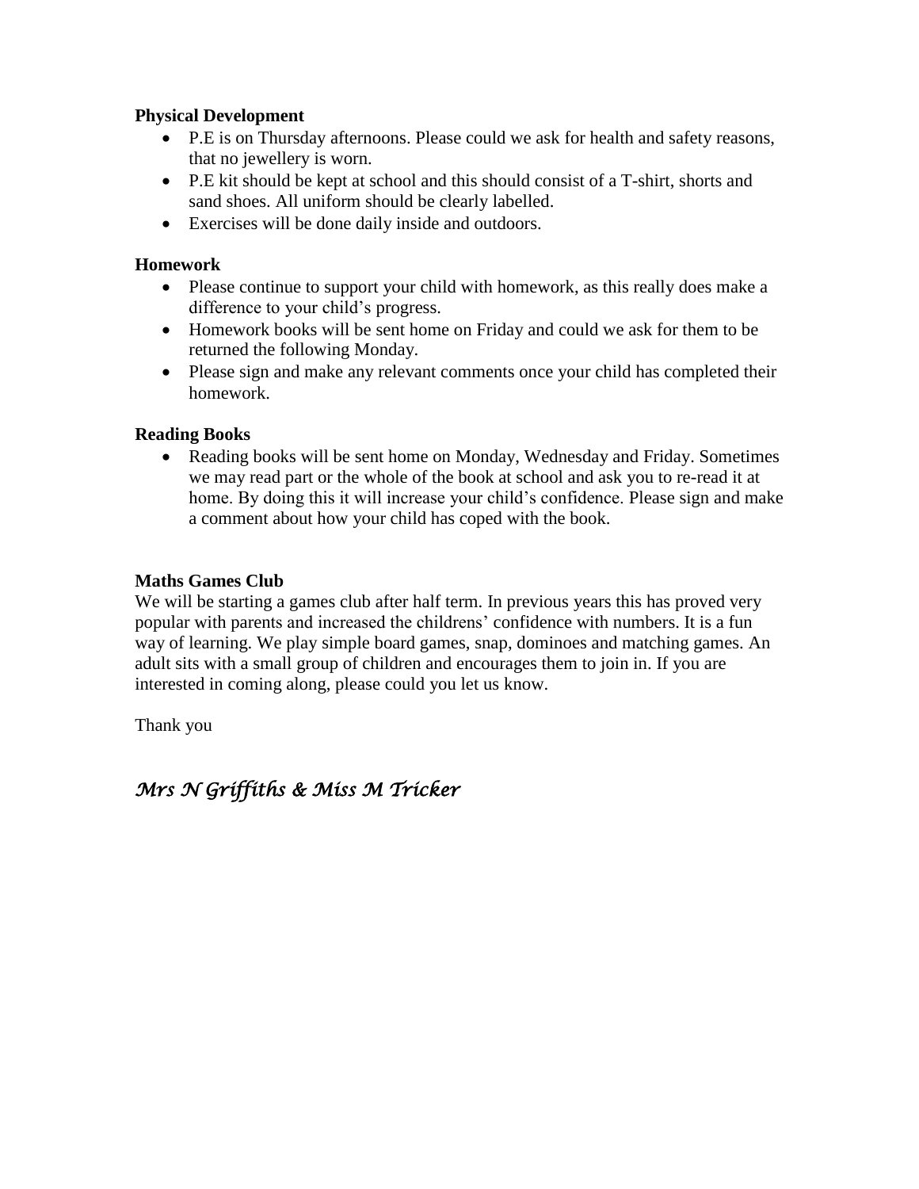**Physical Development**

- P.E is on Thursday afternoons. Please could we ask for health and safety reasons, that no jewellery is worn.
- P.E kit should be kept at school and this should consist of a T-shirt, shorts and sand shoes. All uniform should be clearly labelled.
- Exercises will be done daily inside and outdoors.

**Homework**

- Please continue to support your child with homework, as this really does make a difference to your child's progress.
- Homework books will be sent home on Friday and could we ask for them to be returned the following Monday.
- Please sign and make any relevant comments once your child has completed their homework.

**Reading Books**

- Reading books will be sent home on Monday, Wednesday and Friday. Sometimes we may read part or the whole of the book at school and ask you to re-read it at home. By doing this it will increase your child's confidence. Please sign and make a comment about how your child has coped with the book.

**Maths Games Club**

We will be starting a games club after half term. In previous years this has proved very popular with parents and increased the childrens' confidence with numbers. It is a fun way of learning. We play simple board games, snap, dominoes and matching games. An adult sits with a small group of children and encourages them to join in. If you are interested in coming along, please could you let us know.

Thank you

*Mrs N Griffiths & Miss M Tricker*